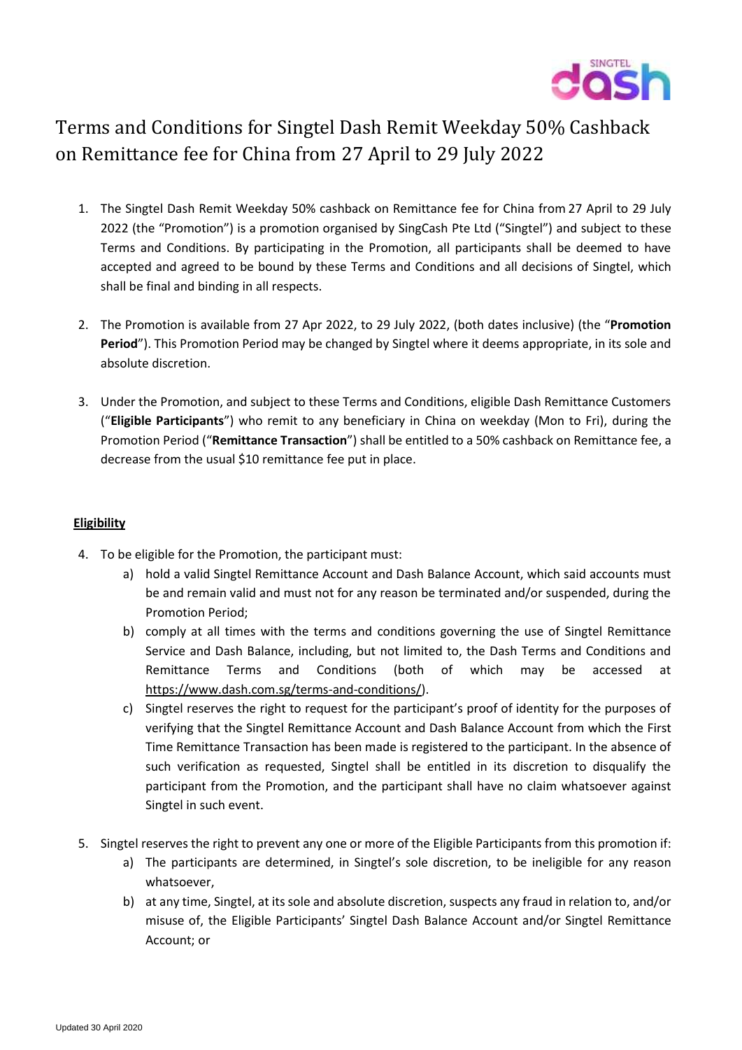# Terms and Conditions for Singtel Dash Remit Weekday 50% Cashback on Remittance fee for China from 27 April to 29 July 2022

1. The Singtel Dash Remit Weekday 50% cashback on Remittance fee for China from 27 April to 29 July 2022 (the "Promotion") is a promotion organised by SingCash Pte Ltd ("Singtel") and subject to these Terms and Conditions. By participating in the Promotion, all participants shall be deemed to have accepted and agreed to be bound by these Terms and Conditions and all decisions of Singtel, which shall be final and binding in all respects.

2. The Promotion is available from 27 Apr 2022, to 29 July 2022, (both dates inclusive) (the "**Promotion Period**"). This Promotion Period may be changed by Singtel where it deems appropriate, in its sole and absolute discretion.

3. Under the Promotion, and subject to these Terms and Conditions, eligible Dash Remittance Customers ("**Eligible Participants**") who remit to any beneficiary in China on weekday (Mon to Fri), during the Promotion Period ("**Remittance Transaction**") shall be entitled to a 50% cashback on Remittance fee, a decrease from the usual $10 remittance fee put in place.

## Eligibility

4. To be eligible for the Promotion, the participant must:
   a) hold a valid Singtel Remittance Account and Dash Balance Account, which said accounts must be and remain valid and must not for any reason be terminated and/or suspended, during the Promotion Period;
   b) comply at all times with the terms and conditions governing the use of Singtel Remittance Service and Dash Balance, including, but not limited to, the Dash Terms and Conditions and Remittance Terms and Conditions (both of which may be accessed at https://www.dash.com.sg/terms-and-conditions/).
   c) Singtel reserves the right to request for the participant's proof of identity for the purposes of verifying that the Singtel Remittance Account and Dash Balance Account from which the First Time Remittance Transaction has been made is registered to the participant. In the absence of such verification as requested, Singtel shall be entitled in its discretion to disqualify the participant from the Promotion, and the participant shall have no claim whatsoever against Singtel in such event.

5. Singtel reserves the right to prevent any one or more of the Eligible Participants from this promotion if:
   a) The participants are determined, in Singtel's sole discretion, to be ineligible for any reason whatsoever,
   b) at any time, Singtel, at its sole and absolute discretion, suspects any fraud in relation to, and/or misuse of, the Eligible Participants' Singtel Dash Balance Account and/or Singtel Remittance Account; or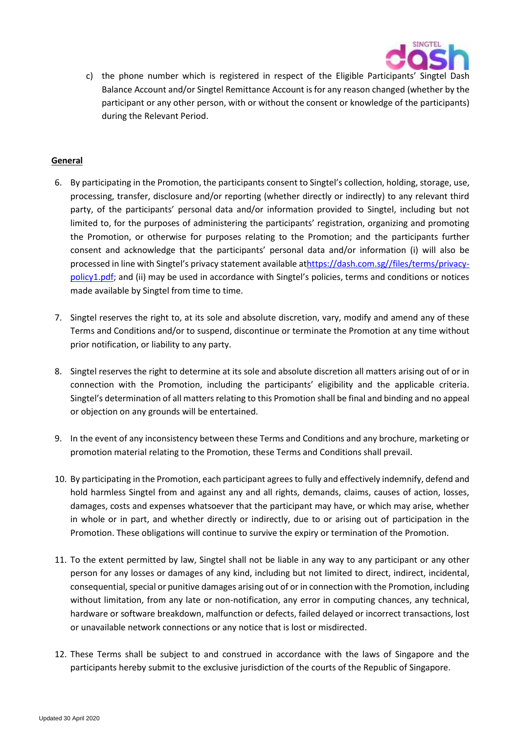c) the phone number which is registered in respect of the Eligible Participants' Singtel Dash Balance Account and/or Singtel Remittance Account is for any reason changed (whether by the participant or any other person, with or without the consent or knowledge of the participants) during the Relevant Period.

**General**

6. By participating in the Promotion, the participants consent to Singtel's collection, holding, storage, use, processing, transfer, disclosure and/or reporting (whether directly or indirectly) to any relevant third party, of the participants' personal data and/or information provided to Singtel, including but not limited to, for the purposes of administering the participants' registration, organizing and promoting the Promotion, or otherwise for purposes relating to the Promotion; and the participants further consent and acknowledge that the participants' personal data and/or information (i) will also be processed in line with Singtel's privacy statement available at[https://dash.com.sg//files/terms/privacy-policy1.pdf](https://dash.com.sg//files/terms/privacy-policy1.pdf); and (ii) may be used in accordance with Singtel's policies, terms and conditions or notices made available by Singtel from time to time.

7. Singtel reserves the right to, at its sole and absolute discretion, vary, modify and amend any of these Terms and Conditions and/or to suspend, discontinue or terminate the Promotion at any time without prior notification, or liability to any party.

8. Singtel reserves the right to determine at its sole and absolute discretion all matters arising out of or in connection with the Promotion, including the participants' eligibility and the applicable criteria. Singtel's determination of all matters relating to this Promotion shall be final and binding and no appeal or objection on any grounds will be entertained.

9. In the event of any inconsistency between these Terms and Conditions and any brochure, marketing or promotion material relating to the Promotion, these Terms and Conditions shall prevail.

10. By participating in the Promotion, each participant agrees to fully and effectively indemnify, defend and hold harmless Singtel from and against any and all rights, demands, claims, causes of action, losses, damages, costs and expenses whatsoever that the participant may have, or which may arise, whether in whole or in part, and whether directly or indirectly, due to or arising out of participation in the Promotion. These obligations will continue to survive the expiry or termination of the Promotion.

11. To the extent permitted by law, Singtel shall not be liable in any way to any participant or any other person for any losses or damages of any kind, including but not limited to direct, indirect, incidental, consequential, special or punitive damages arising out of or in connection with the Promotion, including without limitation, from any late or non-notification, any error in computing chances, any technical, hardware or software breakdown, malfunction or defects, failed delayed or incorrect transactions, lost or unavailable network connections or any notice that is lost or misdirected.

12. These Terms shall be subject to and construed in accordance with the laws of Singapore and the participants hereby submit to the exclusive jurisdiction of the courts of the Republic of Singapore.

Updated 30 April 2020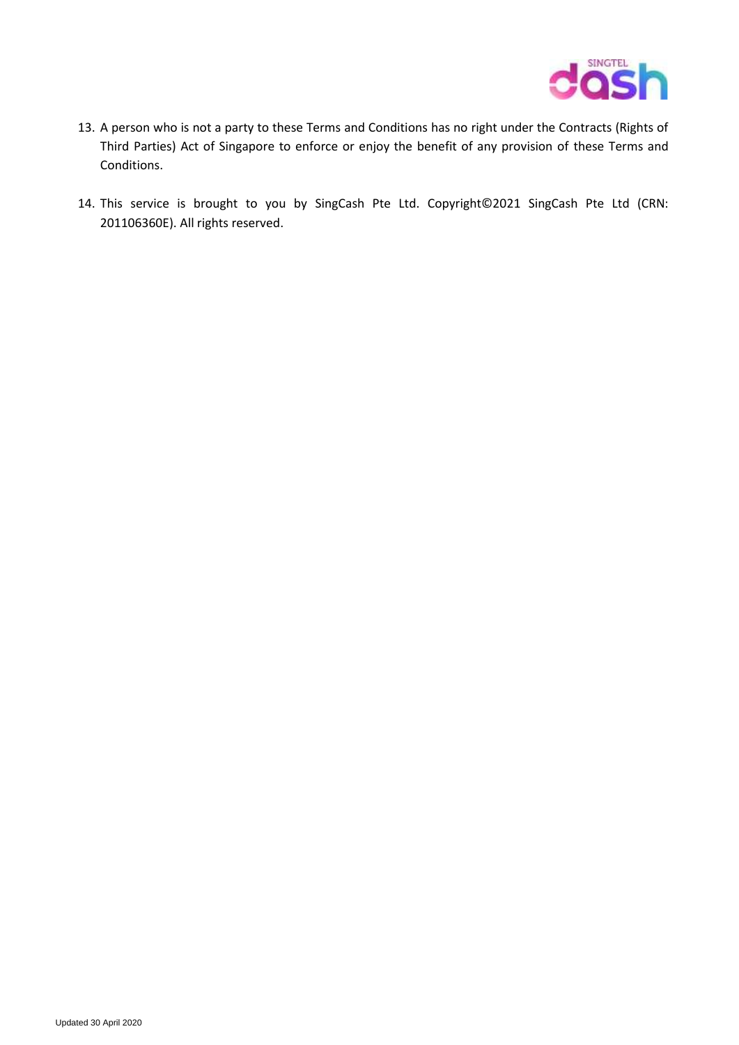13. A person who is not a party to these Terms and Conditions has no right under the Contracts (Rights of Third Parties) Act of Singapore to enforce or enjoy the benefit of any provision of these Terms and Conditions.

14. This service is brought to you by SingCash Pte Ltd. Copyright©2021 SingCash Pte Ltd (CRN: 201106360E). All rights reserved.

Updated 30 April 2020